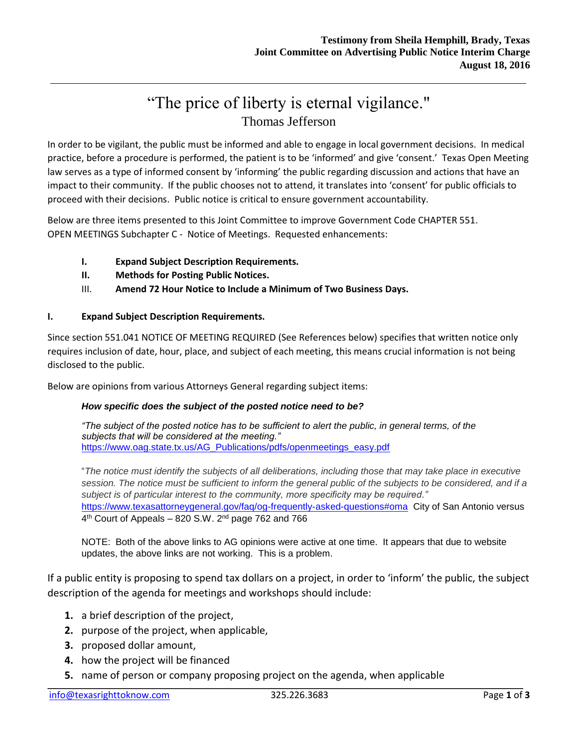**Testimony from Sheila Hemphill, Brady, Texas**
**Joint Committee on Advertising Public Notice Interim Charge**
**August 18, 2016**

---

# "The price of liberty is eternal vigilance."

## Thomas Jefferson

In order to be vigilant, the public must be informed and able to engage in local government decisions. In medical practice, before a procedure is performed, the patient is to be 'informed' and give 'consent.' Texas Open Meeting law serves as a type of informed consent by 'informing' the public regarding discussion and actions that have an impact to their community. If the public chooses not to attend, it translates into 'consent' for public officials to proceed with their decisions. Public notice is critical to ensure government accountability.

Below are three items presented to this Joint Committee to improve Government Code CHAPTER 551. OPEN MEETINGS Subchapter C - Notice of Meetings. Requested enhancements:

- **I. Expand Subject Description Requirements.**
- **II. Methods for Posting Public Notices.**
- III. **Amend 72 Hour Notice to Include a Minimum of Two Business Days.**

### I. Expand Subject Description Requirements.

Since section 551.041 NOTICE OF MEETING REQUIRED (See References below) specifies that written notice only requires inclusion of date, hour, place, and subject of each meeting, this means crucial information is not being disclosed to the public.

Below are opinions from various Attorneys General regarding subject items:

> ***How specific does the subject of the posted notice need to be?***
>
> *"The subject of the posted notice has to be sufficient to alert the public, in general terms, of the subjects that will be considered at the meeting."*
> https://www.oag.state.tx.us/AG_Publications/pdfs/openmeetings_easy.pdf
>
> "*The notice must identify the subjects of all deliberations, including those that may take place in executive session. The notice must be sufficient to inform the general public of the subjects to be considered, and if a subject is of particular interest to the community, more specificity may be required."*
> https://www.texasattorneygeneral.gov/faq/og-frequently-asked-questions#oma City of San Antonio versus 4th Court of Appeals – 820 S.W. 2nd page 762 and 766
>
> NOTE: Both of the above links to AG opinions were active at one time. It appears that due to website updates, the above links are not working. This is a problem.

If a public entity is proposing to spend tax dollars on a project, in order to 'inform' the public, the subject description of the agenda for meetings and workshops should include:

1. a brief description of the project,
2. purpose of the project, when applicable,
3. proposed dollar amount,
4. how the project will be financed
5. name of person or company proposing project on the agenda, when applicable

info@texasrighttoknow.com 325.226.3683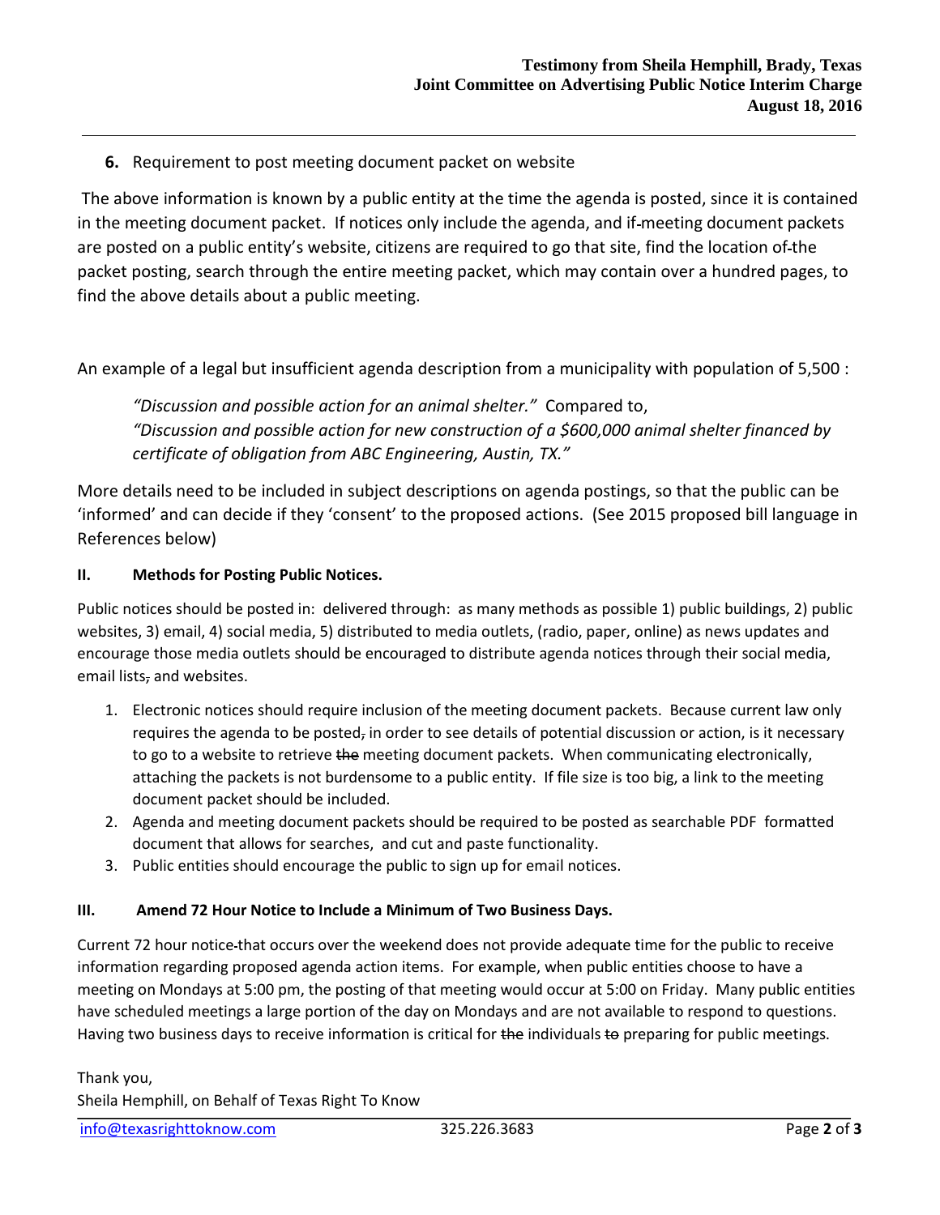**6.** Requirement to post meeting document packet on website

The above information is known by a public entity at the time the agenda is posted, since it is contained in the meeting document packet. If notices only include the agenda, and if meeting document packets are posted on a public entity's website, citizens are required to go that site, find the location of the packet posting, search through the entire meeting packet, which may contain over a hundred pages, to find the above details about a public meeting.

An example of a legal but insufficient agenda description from a municipality with population of 5,500 :

> *"Discussion and possible action for an animal shelter."* Compared to,
> *"Discussion and possible action for new construction of a $600,000 animal shelter financed by certificate of obligation from ABC Engineering, Austin, TX."*

More details need to be included in subject descriptions on agenda postings, so that the public can be 'informed' and can decide if they 'consent' to the proposed actions. (See 2015 proposed bill language in References below)

## II. Methods for Posting Public Notices.

Public notices should be posted in: delivered through: as many methods as possible 1) public buildings, 2) public websites, 3) email, 4) social media, 5) distributed to media outlets, (radio, paper, online) as news updates and encourage those media outlets should be encouraged to distribute agenda notices through their social media, email lists~~,~~ and websites.

1. Electronic notices should require inclusion of the meeting document packets. Because current law only requires the agenda to be posted~~,~~ in order to see details of potential discussion or action, is it necessary to go to a website to retrieve ~~the~~ meeting document packets. When communicating electronically, attaching the packets is not burdensome to a public entity. If file size is too big, a link to the meeting document packet should be included.
2. Agenda and meeting document packets should be required to be posted as searchable PDF formatted document that allows for searches, and cut and paste functionality.
3. Public entities should encourage the public to sign up for email notices.

## III. Amend 72 Hour Notice to Include a Minimum of Two Business Days.

Current 72 hour notice that occurs over the weekend does not provide adequate time for the public to receive information regarding proposed agenda action items. For example, when public entities choose to have a meeting on Mondays at 5:00 pm, the posting of that meeting would occur at 5:00 on Friday. Many public entities have scheduled meetings a large portion of the day on Mondays and are not available to respond to questions. Having two business days to receive information is critical for ~~the~~ individuals ~~to~~ preparing for public meetings.

Thank you,
Sheila Hemphill, on Behalf of Texas Right To Know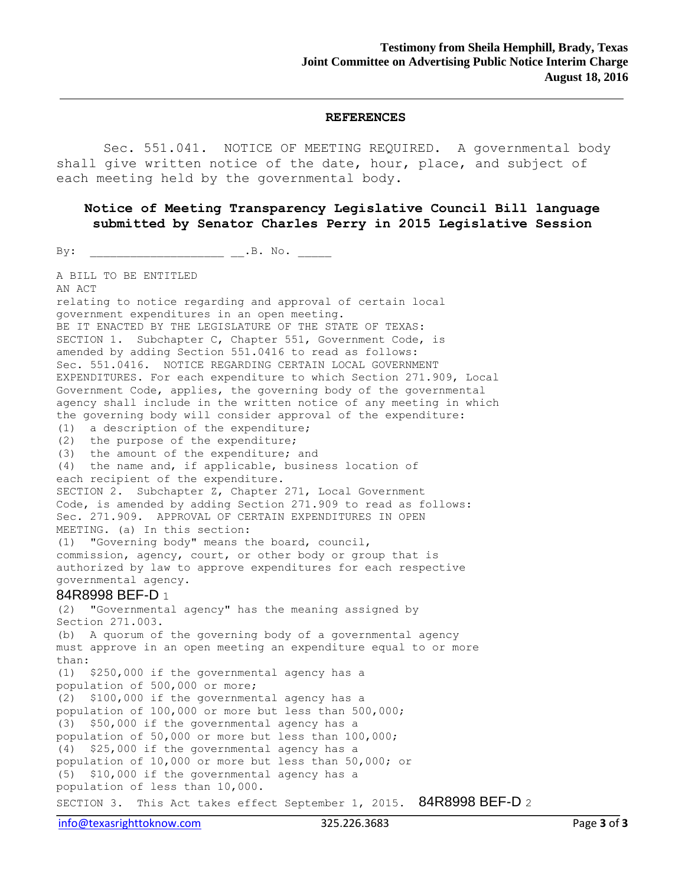## REFERENCES

Sec. 551.041. NOTICE OF MEETING REQUIRED. A governmental body shall give written notice of the date, hour, place, and subject of each meeting held by the governmental body.

### Notice of Meeting Transparency Legislative Council Bill language submitted by Senator Charles Perry in 2015 Legislative Session

By: ____________________ __.B. No. _____

A BILL TO BE ENTITLED
AN ACT
relating to notice regarding and approval of certain local government expenditures in an open meeting.
BE IT ENACTED BY THE LEGISLATURE OF THE STATE OF TEXAS:
SECTION 1. Subchapter C, Chapter 551, Government Code, is amended by adding Section 551.0416 to read as follows:
Sec. 551.0416. NOTICE REGARDING CERTAIN LOCAL GOVERNMENT EXPENDITURES. For each expenditure to which Section 271.909, Local Government Code, applies, the governing body of the governmental agency shall include in the written notice of any meeting in which the governing body will consider approval of the expenditure:
(1) a description of the expenditure;
(2) the purpose of the expenditure;
(3) the amount of the expenditure; and
(4) the name and, if applicable, business location of each recipient of the expenditure.
SECTION 2. Subchapter Z, Chapter 271, Local Government Code, is amended by adding Section 271.909 to read as follows:
Sec. 271.909. APPROVAL OF CERTAIN EXPENDITURES IN OPEN MEETING. (a) In this section:
(1) "Governing body" means the board, council, commission, agency, court, or other body or group that is authorized by law to approve expenditures for each respective governmental agency.
84R8998 BEF-D 1
(2) "Governmental agency" has the meaning assigned by Section 271.003.
(b) A quorum of the governing body of a governmental agency must approve in an open meeting an expenditure equal to or more than:
(1) $250,000 if the governmental agency has a population of 500,000 or more;
(2) $100,000 if the governmental agency has a population of 100,000 or more but less than 500,000;
(3) $50,000 if the governmental agency has a population of 50,000 or more but less than 100,000;
(4) $25,000 if the governmental agency has a population of 10,000 or more but less than 50,000; or
(5) $10,000 if the governmental agency has a population of less than 10,000.
SECTION 3. This Act takes effect September 1, 2015. 84R8998 BEF-D 2

info@texasrighttoknow.com 325.226.3683